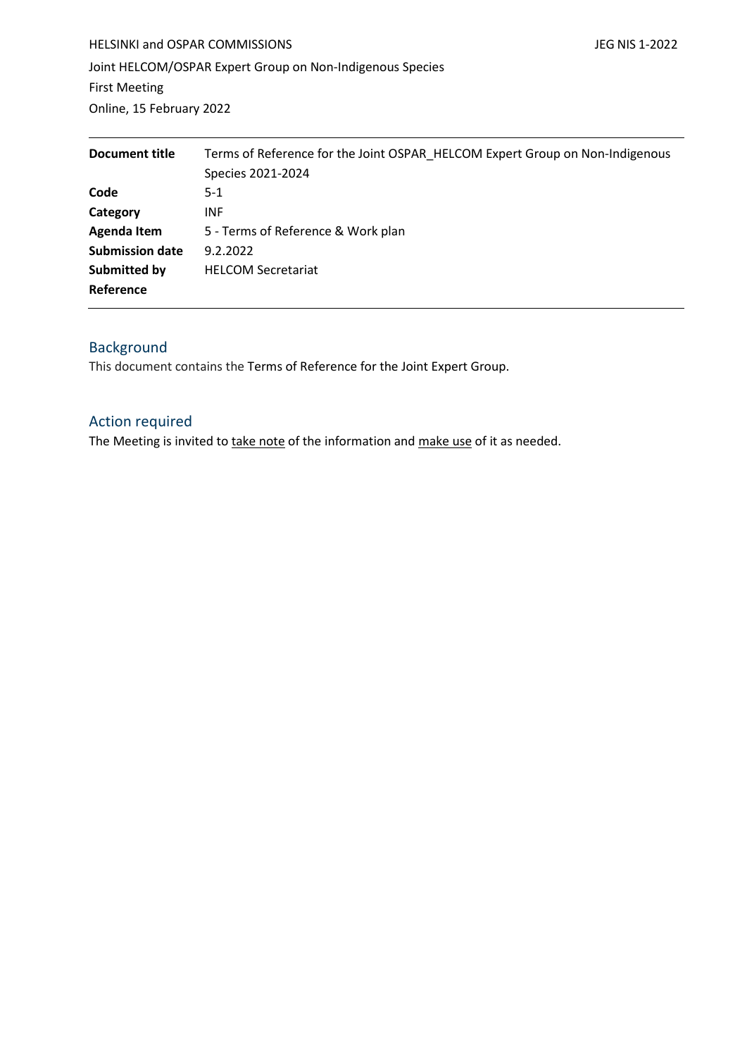HELSINKI and OSPAR COMMISSIONS JEG NIS 1-2022

Joint HELCOM/OSPAR Expert Group on Non-Indigenous Species

First Meeting

Online, 15 February 2022

| | |
|---|---|
| **Document title** | Terms of Reference for the Joint OSPAR_HELCOM Expert Group on Non-Indigenous Species 2021-2024 |
| **Code** | 5-1 |
| **Category** | INF |
| **Agenda Item** | 5 - Terms of Reference & Work plan |
| **Submission date** | 9.2.2022 |
| **Submitted by** | HELCOM Secretariat |
| **Reference** | |

## Background

This document contains the Terms of Reference for the Joint Expert Group.

## Action required

The Meeting is invited to take note of the information and make use of it as needed.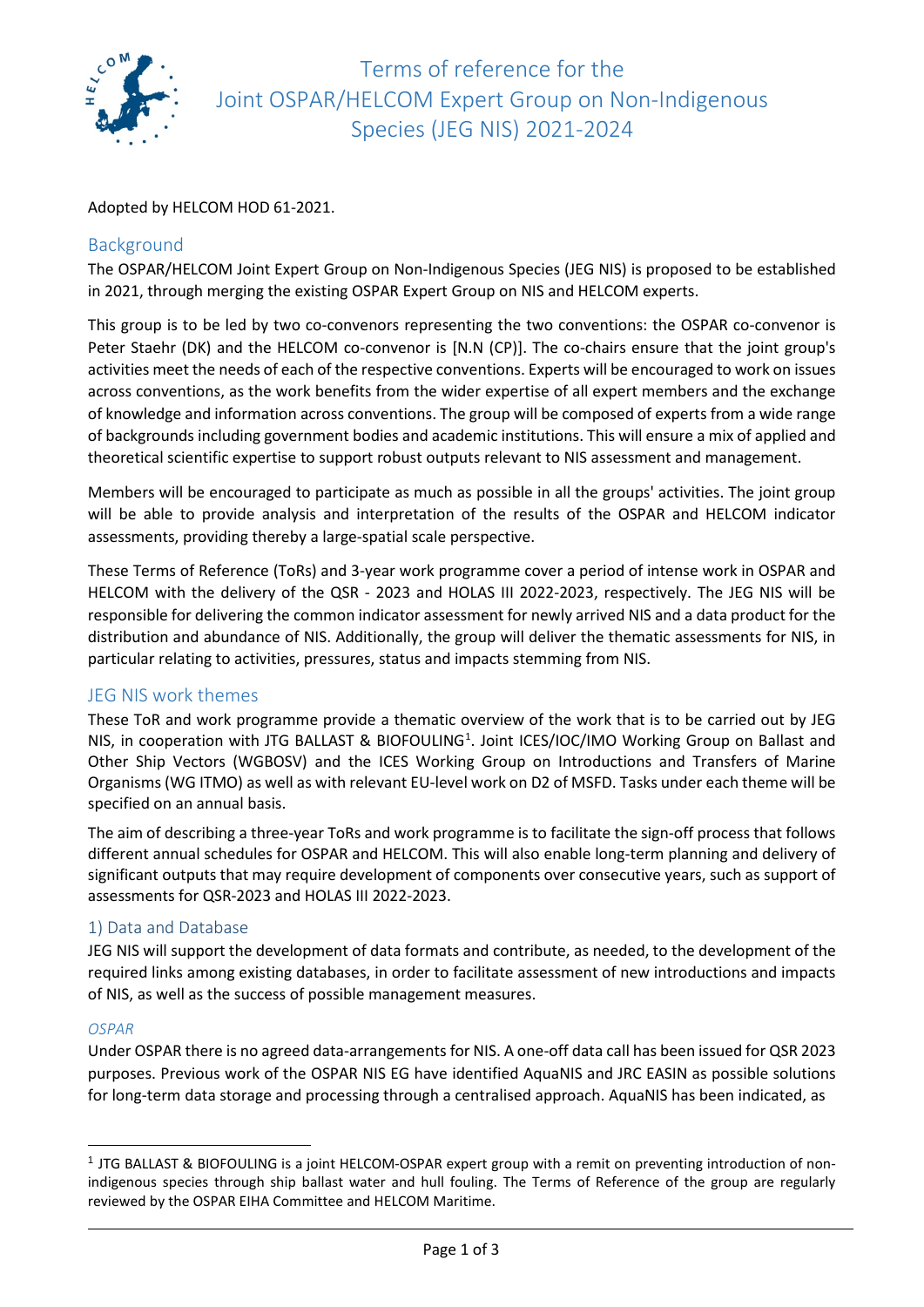# Terms of reference for the Joint OSPAR/HELCOM Expert Group on Non-Indigenous Species (JEG NIS) 2021-2024

Adopted by HELCOM HOD 61-2021.

## Background

The OSPAR/HELCOM Joint Expert Group on Non-Indigenous Species (JEG NIS) is proposed to be established in 2021, through merging the existing OSPAR Expert Group on NIS and HELCOM experts.

This group is to be led by two co-convenors representing the two conventions: the OSPAR co-convenor is Peter Staehr (DK) and the HELCOM co-convenor is [N.N (CP)]. The co-chairs ensure that the joint group's activities meet the needs of each of the respective conventions. Experts will be encouraged to work on issues across conventions, as the work benefits from the wider expertise of all expert members and the exchange of knowledge and information across conventions. The group will be composed of experts from a wide range of backgrounds including government bodies and academic institutions. This will ensure a mix of applied and theoretical scientific expertise to support robust outputs relevant to NIS assessment and management.

Members will be encouraged to participate as much as possible in all the groups' activities. The joint group will be able to provide analysis and interpretation of the results of the OSPAR and HELCOM indicator assessments, providing thereby a large-spatial scale perspective.

These Terms of Reference (ToRs) and 3-year work programme cover a period of intense work in OSPAR and HELCOM with the delivery of the QSR - 2023 and HOLAS III 2022-2023, respectively. The JEG NIS will be responsible for delivering the common indicator assessment for newly arrived NIS and a data product for the distribution and abundance of NIS. Additionally, the group will deliver the thematic assessments for NIS, in particular relating to activities, pressures, status and impacts stemming from NIS.

## JEG NIS work themes

These ToR and work programme provide a thematic overview of the work that is to be carried out by JEG NIS, in cooperation with JTG BALLAST & BIOFOULING[1]. Joint ICES/IOC/IMO Working Group on Ballast and Other Ship Vectors (WGBOSV) and the ICES Working Group on Introductions and Transfers of Marine Organisms (WG ITMO) as well as with relevant EU-level work on D2 of MSFD. Tasks under each theme will be specified on an annual basis.

The aim of describing a three-year ToRs and work programme is to facilitate the sign-off process that follows different annual schedules for OSPAR and HELCOM. This will also enable long-term planning and delivery of significant outputs that may require development of components over consecutive years, such as support of assessments for QSR-2023 and HOLAS III 2022-2023.

### 1) Data and Database

JEG NIS will support the development of data formats and contribute, as needed, to the development of the required links among existing databases, in order to facilitate assessment of new introductions and impacts of NIS, as well as the success of possible management measures.

#### *OSPAR*

Under OSPAR there is no agreed data-arrangements for NIS. A one-off data call has been issued for QSR 2023 purposes. Previous work of the OSPAR NIS EG have identified AquaNIS and JRC EASIN as possible solutions for long-term data storage and processing through a centralised approach. AquaNIS has been indicated, as

[1] JTG BALLAST & BIOFOULING is a joint HELCOM-OSPAR expert group with a remit on preventing introduction of non-indigenous species through ship ballast water and hull fouling. The Terms of Reference of the group are regularly reviewed by the OSPAR EIHA Committee and HELCOM Maritime.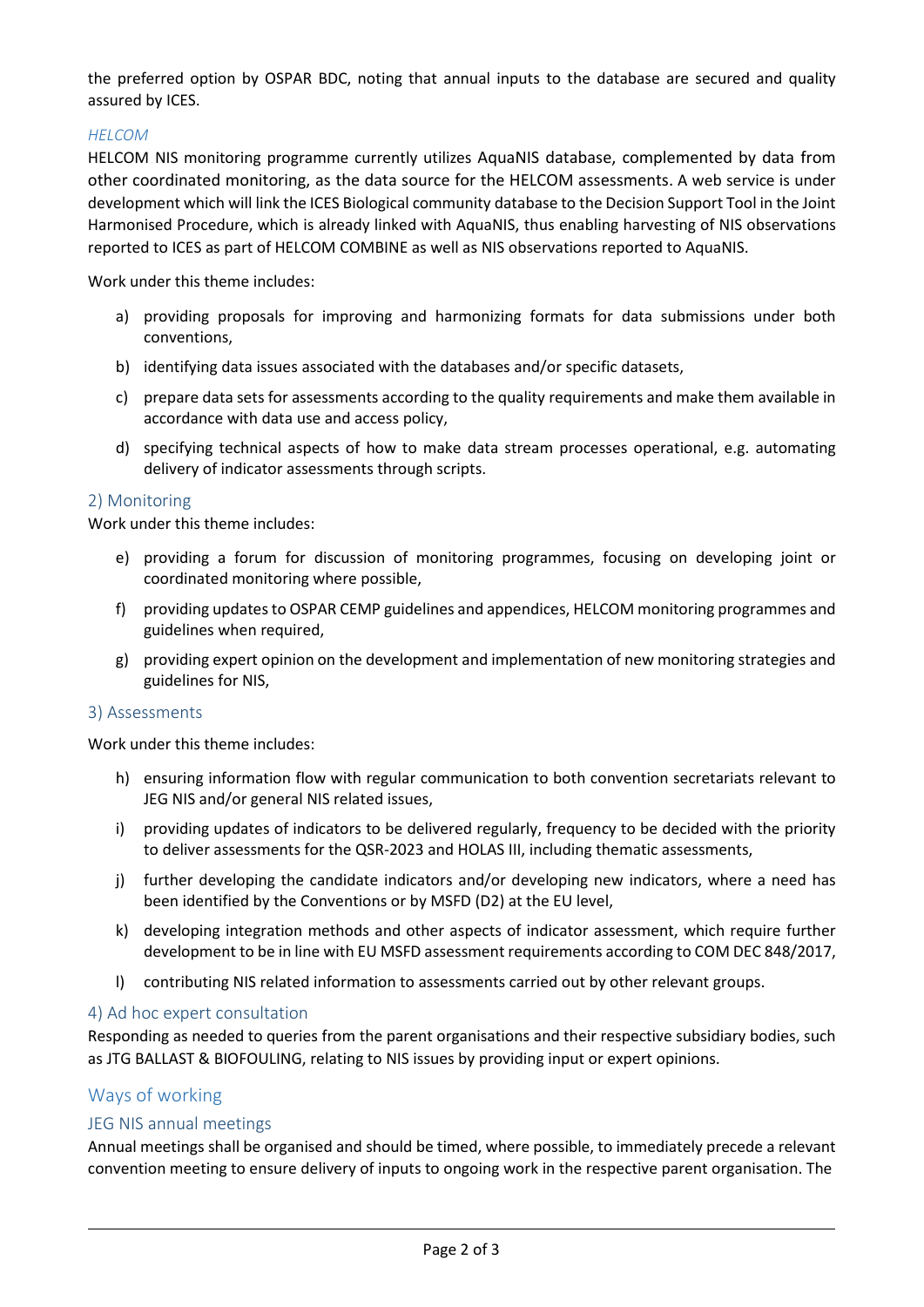the preferred option by OSPAR BDC, noting that annual inputs to the database are secured and quality assured by ICES.

*HELCOM*

HELCOM NIS monitoring programme currently utilizes AquaNIS database, complemented by data from other coordinated monitoring, as the data source for the HELCOM assessments. A web service is under development which will link the ICES Biological community database to the Decision Support Tool in the Joint Harmonised Procedure, which is already linked with AquaNIS, thus enabling harvesting of NIS observations reported to ICES as part of HELCOM COMBINE as well as NIS observations reported to AquaNIS.

Work under this theme includes:

a) providing proposals for improving and harmonizing formats for data submissions under both conventions,
b) identifying data issues associated with the databases and/or specific datasets,
c) prepare data sets for assessments according to the quality requirements and make them available in accordance with data use and access policy,
d) specifying technical aspects of how to make data stream processes operational, e.g. automating delivery of indicator assessments through scripts.

### 2) Monitoring

Work under this theme includes:

e) providing a forum for discussion of monitoring programmes, focusing on developing joint or coordinated monitoring where possible,
f) providing updates to OSPAR CEMP guidelines and appendices, HELCOM monitoring programmes and guidelines when required,
g) providing expert opinion on the development and implementation of new monitoring strategies and guidelines for NIS,

### 3) Assessments

Work under this theme includes:

h) ensuring information flow with regular communication to both convention secretariats relevant to JEG NIS and/or general NIS related issues,
i) providing updates of indicators to be delivered regularly, frequency to be decided with the priority to deliver assessments for the QSR-2023 and HOLAS III, including thematic assessments,
j) further developing the candidate indicators and/or developing new indicators, where a need has been identified by the Conventions or by MSFD (D2) at the EU level,
k) developing integration methods and other aspects of indicator assessment, which require further development to be in line with EU MSFD assessment requirements according to COM DEC 848/2017,
l) contributing NIS related information to assessments carried out by other relevant groups.

### 4) Ad hoc expert consultation

Responding as needed to queries from the parent organisations and their respective subsidiary bodies, such as JTG BALLAST & BIOFOULING, relating to NIS issues by providing input or expert opinions.

## Ways of working

### JEG NIS annual meetings

Annual meetings shall be organised and should be timed, where possible, to immediately precede a relevant convention meeting to ensure delivery of inputs to ongoing work in the respective parent organisation. The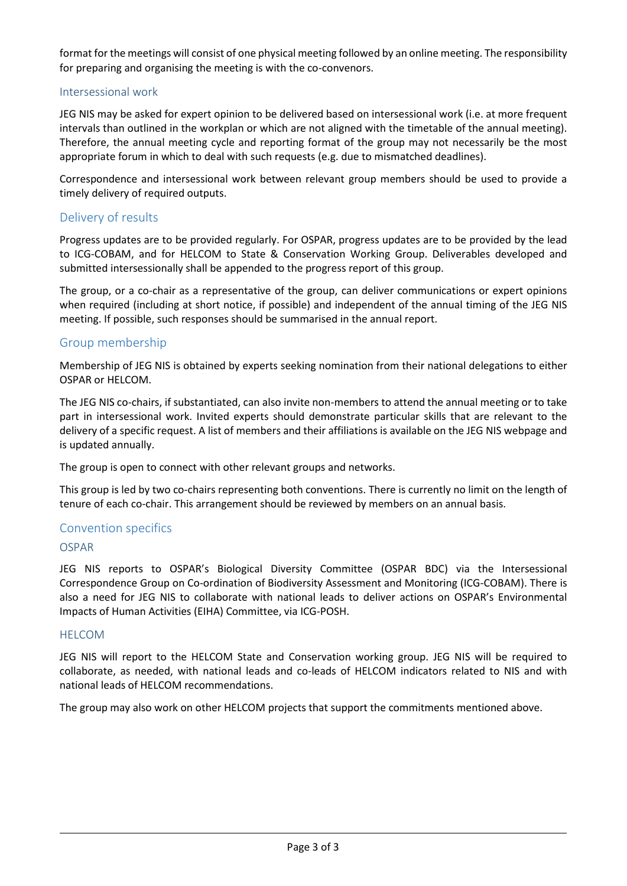format for the meetings will consist of one physical meeting followed by an online meeting. The responsibility for preparing and organising the meeting is with the co-convenors.

## Intersessional work

JEG NIS may be asked for expert opinion to be delivered based on intersessional work (i.e. at more frequent intervals than outlined in the workplan or which are not aligned with the timetable of the annual meeting). Therefore, the annual meeting cycle and reporting format of the group may not necessarily be the most appropriate forum in which to deal with such requests (e.g. due to mismatched deadlines).

Correspondence and intersessional work between relevant group members should be used to provide a timely delivery of required outputs.

## Delivery of results

Progress updates are to be provided regularly. For OSPAR, progress updates are to be provided by the lead to ICG-COBAM, and for HELCOM to State & Conservation Working Group. Deliverables developed and submitted intersessionally shall be appended to the progress report of this group.

The group, or a co-chair as a representative of the group, can deliver communications or expert opinions when required (including at short notice, if possible) and independent of the annual timing of the JEG NIS meeting. If possible, such responses should be summarised in the annual report.

## Group membership

Membership of JEG NIS is obtained by experts seeking nomination from their national delegations to either OSPAR or HELCOM.

The JEG NIS co-chairs, if substantiated, can also invite non-members to attend the annual meeting or to take part in intersessional work. Invited experts should demonstrate particular skills that are relevant to the delivery of a specific request. A list of members and their affiliations is available on the JEG NIS webpage and is updated annually.

The group is open to connect with other relevant groups and networks.

This group is led by two co-chairs representing both conventions. There is currently no limit on the length of tenure of each co-chair. This arrangement should be reviewed by members on an annual basis.

## Convention specifics

### OSPAR

JEG NIS reports to OSPAR's Biological Diversity Committee (OSPAR BDC) via the Intersessional Correspondence Group on Co-ordination of Biodiversity Assessment and Monitoring (ICG-COBAM). There is also a need for JEG NIS to collaborate with national leads to deliver actions on OSPAR's Environmental Impacts of Human Activities (EIHA) Committee, via ICG-POSH.

### HELCOM

JEG NIS will report to the HELCOM State and Conservation working group. JEG NIS will be required to collaborate, as needed, with national leads and co-leads of HELCOM indicators related to NIS and with national leads of HELCOM recommendations.

The group may also work on other HELCOM projects that support the commitments mentioned above.